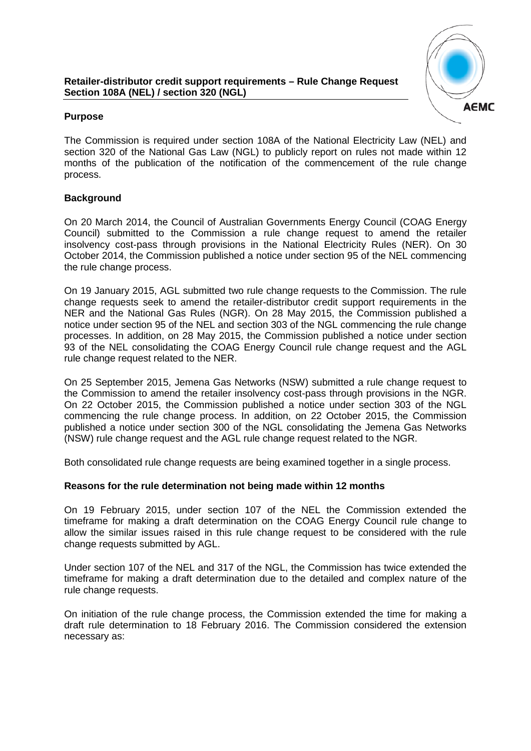**Retailer-distributor credit support requirements – Rule Change Request Section 108A (NEL) / section 320 (NGL)**

**Purpose**

The Commission is required under section 108A of the National Electricity Law (NEL) and section 320 of the National Gas Law (NGL) to publicly report on rules not made within 12 months of the publication of the notification of the commencement of the rule change process.

**Background**

On 20 March 2014, the Council of Australian Governments Energy Council (COAG Energy Council) submitted to the Commission a rule change request to amend the retailer insolvency cost-pass through provisions in the National Electricity Rules (NER). On 30 October 2014, the Commission published a notice under section 95 of the NEL commencing the rule change process.

On 19 January 2015, AGL submitted two rule change requests to the Commission. The rule change requests seek to amend the retailer-distributor credit support requirements in the NER and the National Gas Rules (NGR). On 28 May 2015, the Commission published a notice under section 95 of the NEL and section 303 of the NGL commencing the rule change processes. In addition, on 28 May 2015, the Commission published a notice under section 93 of the NEL consolidating the COAG Energy Council rule change request and the AGL rule change request related to the NER.

On 25 September 2015, Jemena Gas Networks (NSW) submitted a rule change request to the Commission to amend the retailer insolvency cost-pass through provisions in the NGR. On 22 October 2015, the Commission published a notice under section 303 of the NGL commencing the rule change process. In addition, on 22 October 2015, the Commission published a notice under section 300 of the NGL consolidating the Jemena Gas Networks (NSW) rule change request and the AGL rule change request related to the NGR.

Both consolidated rule change requests are being examined together in a single process.

**Reasons for the rule determination not being made within 12 months**

On 19 February 2015, under section 107 of the NEL the Commission extended the timeframe for making a draft determination on the COAG Energy Council rule change to allow the similar issues raised in this rule change request to be considered with the rule change requests submitted by AGL.

Under section 107 of the NEL and 317 of the NGL, the Commission has twice extended the timeframe for making a draft determination due to the detailed and complex nature of the rule change requests.

On initiation of the rule change process, the Commission extended the time for making a draft rule determination to 18 February 2016. The Commission considered the extension necessary as: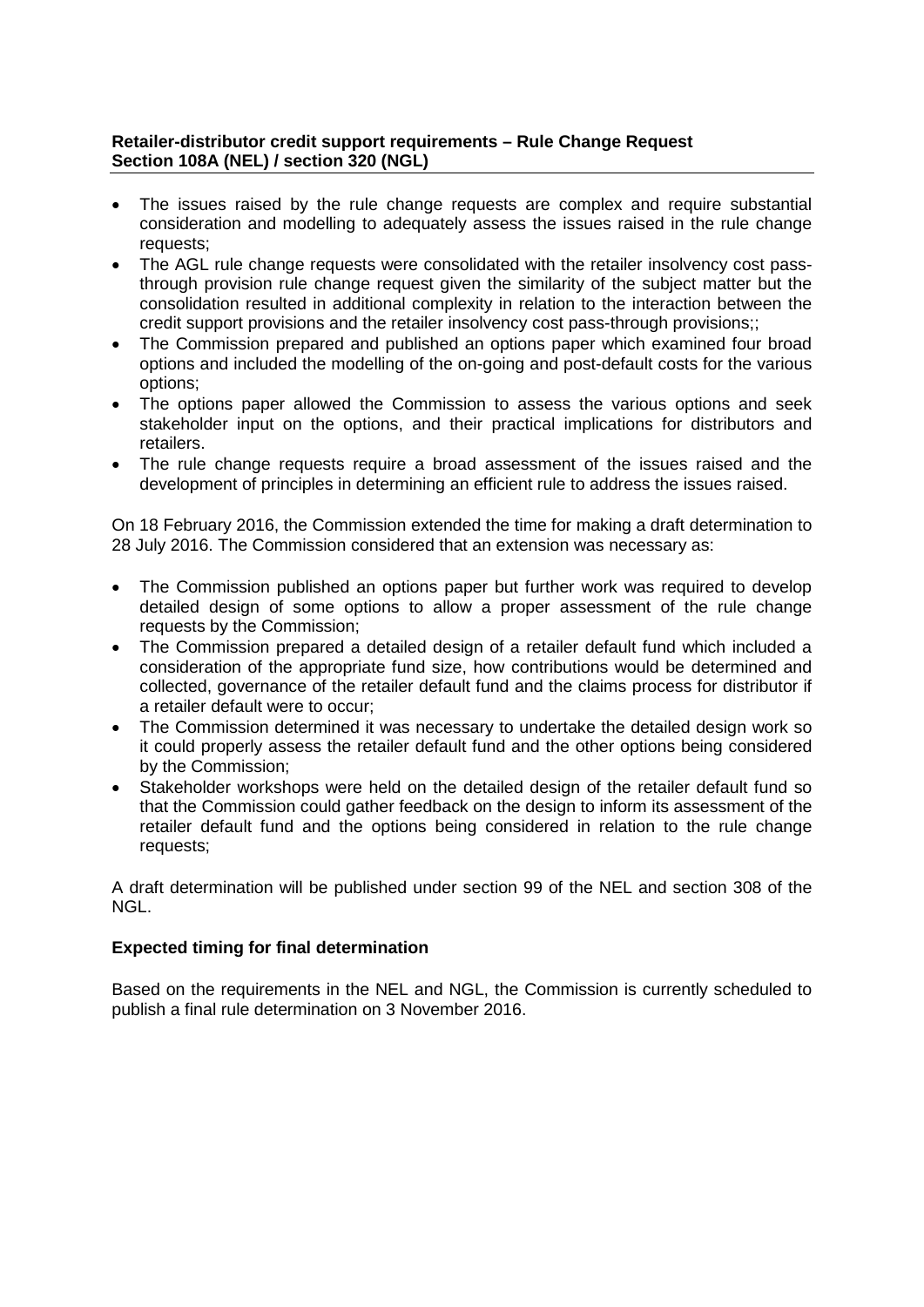**Retailer-distributor credit support requirements – Rule Change Request**
**Section 108A (NEL) / section 320 (NGL)**

- The issues raised by the rule change requests are complex and require substantial consideration and modelling to adequately assess the issues raised in the rule change requests;
- The AGL rule change requests were consolidated with the retailer insolvency cost pass-through provision rule change request given the similarity of the subject matter but the consolidation resulted in additional complexity in relation to the interaction between the credit support provisions and the retailer insolvency cost pass-through provisions;;
- The Commission prepared and published an options paper which examined four broad options and included the modelling of the on-going and post-default costs for the various options;
- The options paper allowed the Commission to assess the various options and seek stakeholder input on the options, and their practical implications for distributors and retailers.
- The rule change requests require a broad assessment of the issues raised and the development of principles in determining an efficient rule to address the issues raised.

On 18 February 2016, the Commission extended the time for making a draft determination to 28 July 2016. The Commission considered that an extension was necessary as:

- The Commission published an options paper but further work was required to develop detailed design of some options to allow a proper assessment of the rule change requests by the Commission;
- The Commission prepared a detailed design of a retailer default fund which included a consideration of the appropriate fund size, how contributions would be determined and collected, governance of the retailer default fund and the claims process for distributor if a retailer default were to occur;
- The Commission determined it was necessary to undertake the detailed design work so it could properly assess the retailer default fund and the other options being considered by the Commission;
- Stakeholder workshops were held on the detailed design of the retailer default fund so that the Commission could gather feedback on the design to inform its assessment of the retailer default fund and the options being considered in relation to the rule change requests;

A draft determination will be published under section 99 of the NEL and section 308 of the NGL.

**Expected timing for final determination**

Based on the requirements in the NEL and NGL, the Commission is currently scheduled to publish a final rule determination on 3 November 2016.